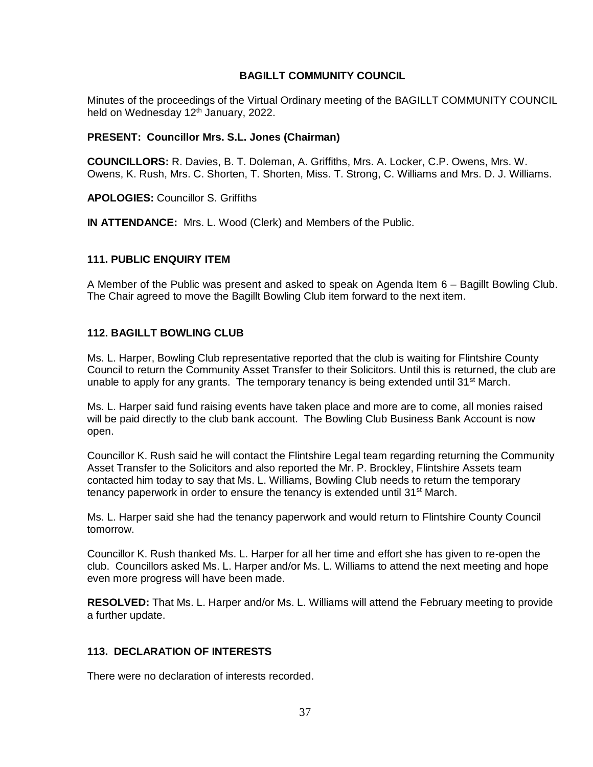# BAGILLT COMMUNITY COUNCIL

Minutes of the proceedings of the Virtual Ordinary meeting of the BAGILLT COMMUNITY COUNCIL held on Wednesday 12th January, 2022.

**PRESENT: Councillor Mrs. S.L. Jones (Chairman)**

**COUNCILLORS:** R. Davies, B. T. Doleman, A. Griffiths, Mrs. A. Locker, C.P. Owens, Mrs. W. Owens, K. Rush, Mrs. C. Shorten, T. Shorten, Miss. T. Strong, C. Williams and Mrs. D. J. Williams.

**APOLOGIES:** Councillor S. Griffiths

**IN ATTENDANCE:** Mrs. L. Wood (Clerk) and Members of the Public.

## 111. PUBLIC ENQUIRY ITEM

A Member of the Public was present and asked to speak on Agenda Item 6 – Bagillt Bowling Club. The Chair agreed to move the Bagillt Bowling Club item forward to the next item.

## 112. BAGILLT BOWLING CLUB

Ms. L. Harper, Bowling Club representative reported that the club is waiting for Flintshire County Council to return the Community Asset Transfer to their Solicitors. Until this is returned, the club are unable to apply for any grants. The temporary tenancy is being extended until 31st March.

Ms. L. Harper said fund raising events have taken place and more are to come, all monies raised will be paid directly to the club bank account. The Bowling Club Business Bank Account is now open.

Councillor K. Rush said he will contact the Flintshire Legal team regarding returning the Community Asset Transfer to the Solicitors and also reported the Mr. P. Brockley, Flintshire Assets team contacted him today to say that Ms. L. Williams, Bowling Club needs to return the temporary tenancy paperwork in order to ensure the tenancy is extended until 31st March.

Ms. L. Harper said she had the tenancy paperwork and would return to Flintshire County Council tomorrow.

Councillor K. Rush thanked Ms. L. Harper for all her time and effort she has given to re-open the club. Councillors asked Ms. L. Harper and/or Ms. L. Williams to attend the next meeting and hope even more progress will have been made.

**RESOLVED:** That Ms. L. Harper and/or Ms. L. Williams will attend the February meeting to provide a further update.

## 113. DECLARATION OF INTERESTS

There were no declaration of interests recorded.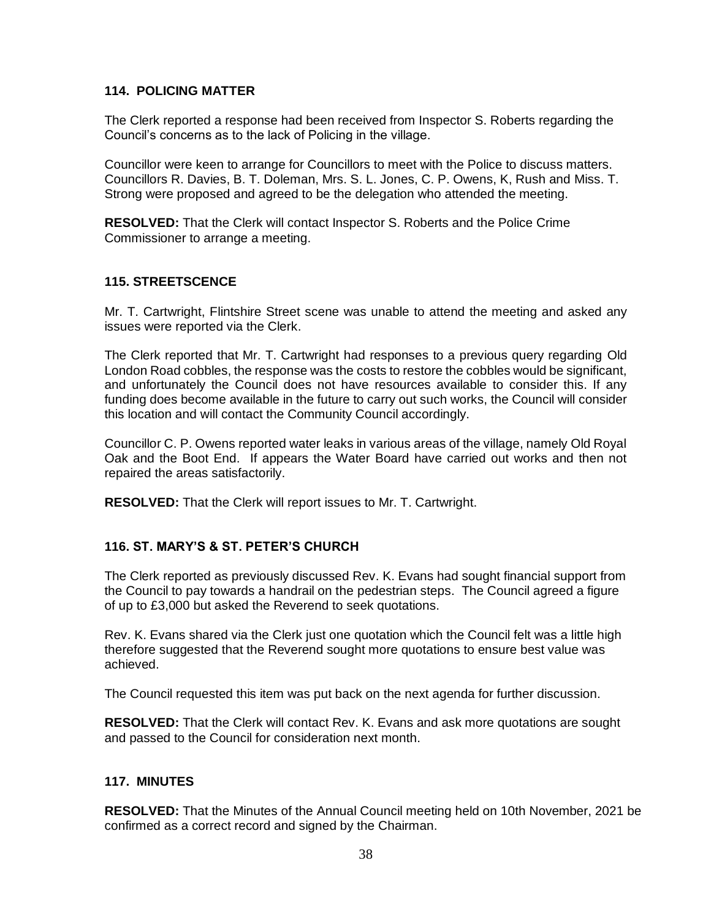### 114. POLICING MATTER

The Clerk reported a response had been received from Inspector S. Roberts regarding the Council's concerns as to the lack of Policing in the village.

Councillor were keen to arrange for Councillors to meet with the Police to discuss matters. Councillors R. Davies, B. T. Doleman, Mrs. S. L. Jones, C. P. Owens, K, Rush and Miss. T. Strong were proposed and agreed to be the delegation who attended the meeting.

**RESOLVED:** That the Clerk will contact Inspector S. Roberts and the Police Crime Commissioner to arrange a meeting.

### 115. STREETSCENCE

Mr. T. Cartwright, Flintshire Street scene was unable to attend the meeting and asked any issues were reported via the Clerk.

The Clerk reported that Mr. T. Cartwright had responses to a previous query regarding Old London Road cobbles, the response was the costs to restore the cobbles would be significant, and unfortunately the Council does not have resources available to consider this. If any funding does become available in the future to carry out such works, the Council will consider this location and will contact the Community Council accordingly.

Councillor C. P. Owens reported water leaks in various areas of the village, namely Old Royal Oak and the Boot End. If appears the Water Board have carried out works and then not repaired the areas satisfactorily.

**RESOLVED:** That the Clerk will report issues to Mr. T. Cartwright.

### 116. ST. MARY'S & ST. PETER'S CHURCH

The Clerk reported as previously discussed Rev. K. Evans had sought financial support from the Council to pay towards a handrail on the pedestrian steps. The Council agreed a figure of up to £3,000 but asked the Reverend to seek quotations.

Rev. K. Evans shared via the Clerk just one quotation which the Council felt was a little high therefore suggested that the Reverend sought more quotations to ensure best value was achieved.

The Council requested this item was put back on the next agenda for further discussion.

**RESOLVED:** That the Clerk will contact Rev. K. Evans and ask more quotations are sought and passed to the Council for consideration next month.

### 117. MINUTES

**RESOLVED:** That the Minutes of the Annual Council meeting held on 10th November, 2021 be confirmed as a correct record and signed by the Chairman.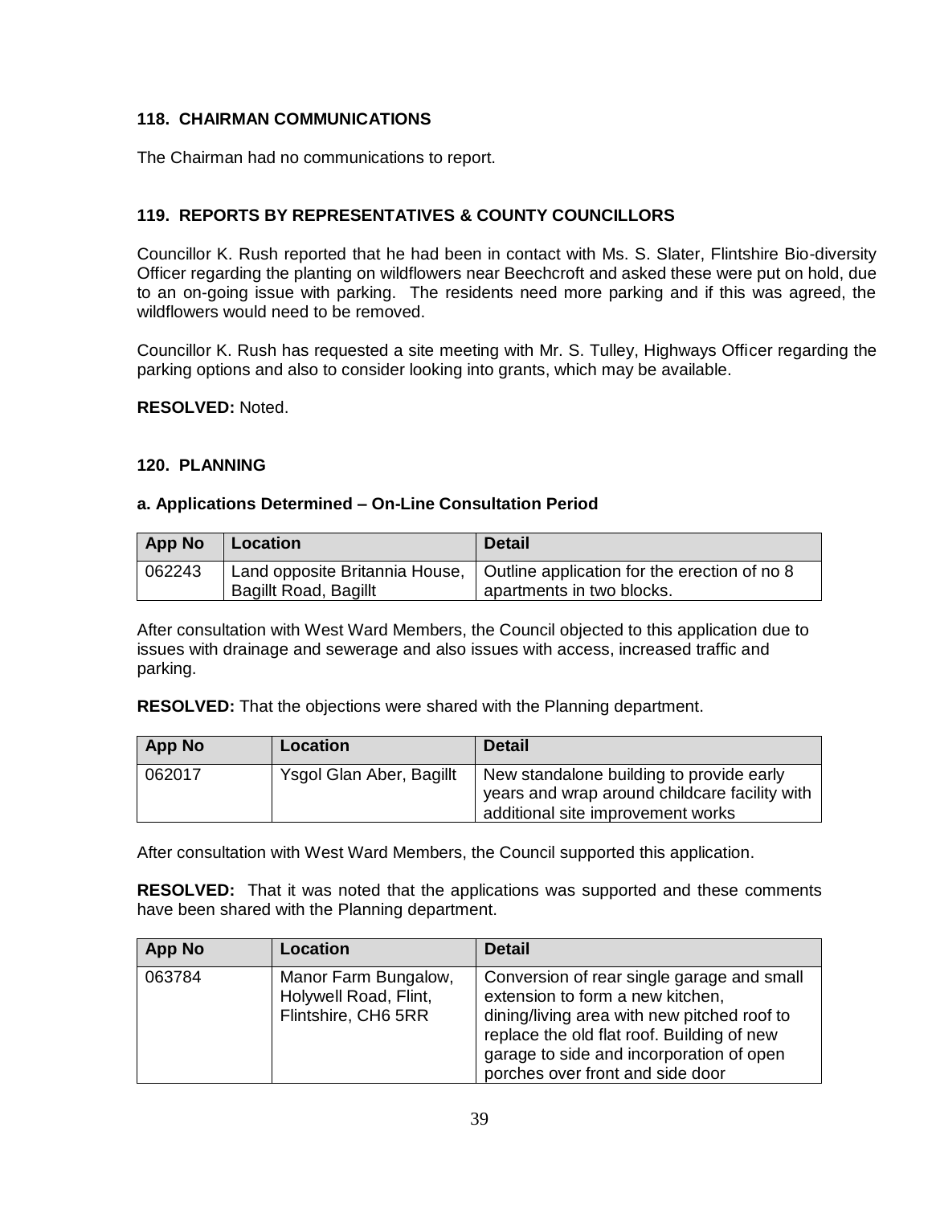### 118. CHAIRMAN COMMUNICATIONS

The Chairman had no communications to report.

### 119. REPORTS BY REPRESENTATIVES & COUNTY COUNCILLORS

Councillor K. Rush reported that he had been in contact with Ms. S. Slater, Flintshire Bio-diversity Officer regarding the planting on wildflowers near Beechcroft and asked these were put on hold, due to an on-going issue with parking. The residents need more parking and if this was agreed, the wildflowers would need to be removed.

Councillor K. Rush has requested a site meeting with Mr. S. Tulley, Highways Officer regarding the parking options and also to consider looking into grants, which may be available.

**RESOLVED:** Noted.

### 120. PLANNING

#### a. Applications Determined – On-Line Consultation Period

| App No | Location | Detail |
|---|---|---|
| 062243 | Land opposite Britannia House, Bagillt Road, Bagillt | Outline application for the erection of no 8 apartments in two blocks. |

After consultation with West Ward Members, the Council objected to this application due to issues with drainage and sewerage and also issues with access, increased traffic and parking.

**RESOLVED:** That the objections were shared with the Planning department.

| App No | Location | Detail |
|---|---|---|
| 062017 | Ysgol Glan Aber, Bagillt | New standalone building to provide early years and wrap around childcare facility with additional site improvement works |

After consultation with West Ward Members, the Council supported this application.

**RESOLVED:** That it was noted that the applications was supported and these comments have been shared with the Planning department.

| App No | Location | Detail |
|---|---|---|
| 063784 | Manor Farm Bungalow, Holywell Road, Flint, Flintshire, CH6 5RR | Conversion of rear single garage and small extension to form a new kitchen, dining/living area with new pitched roof to replace the old flat roof. Building of new garage to side and incorporation of open porches over front and side door |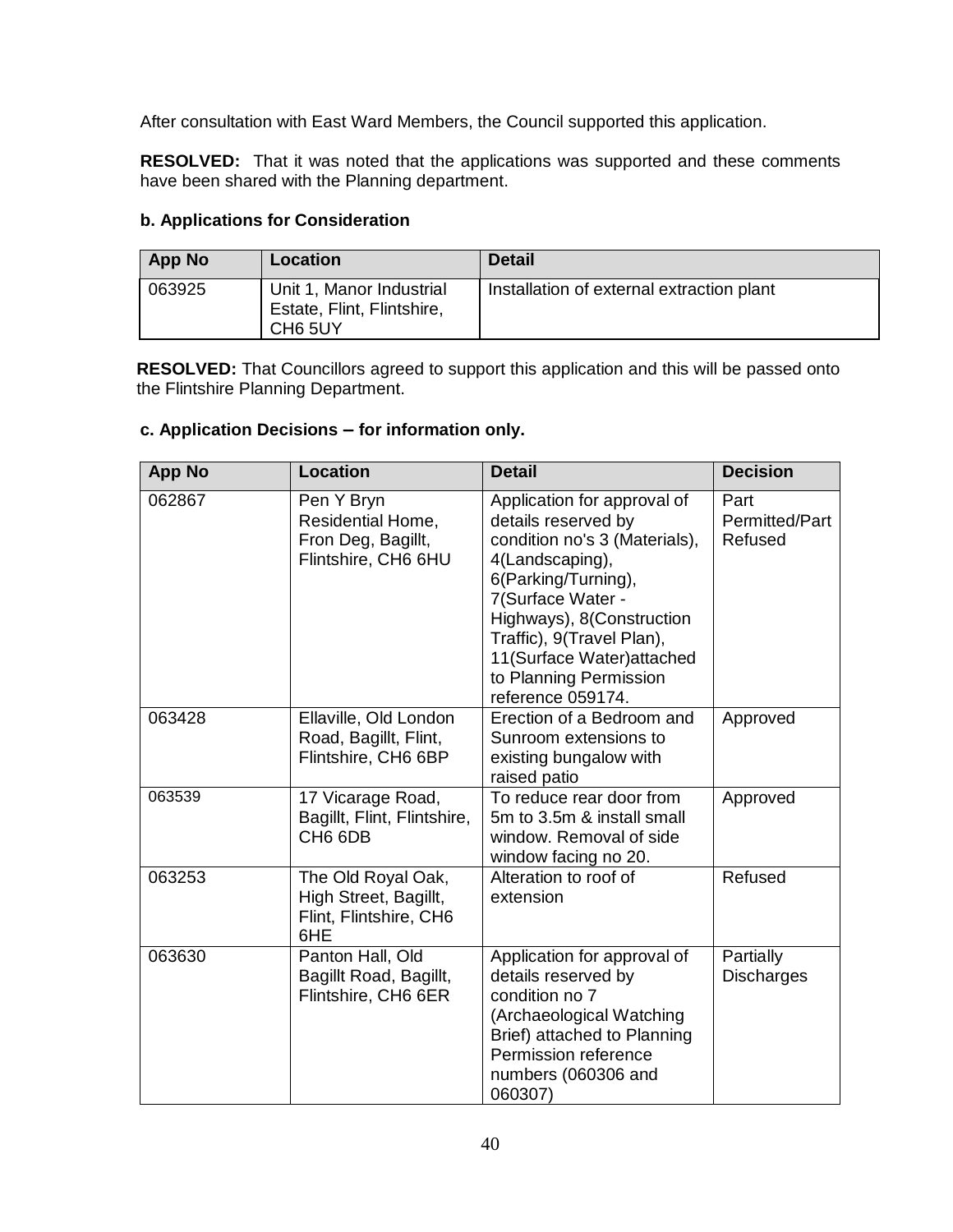After consultation with East Ward Members, the Council supported this application.

**RESOLVED:** That it was noted that the applications was supported and these comments have been shared with the Planning department.

**b. Applications for Consideration**

| App No | Location | Detail |
|---|---|---|
| 063925 | Unit 1, Manor Industrial Estate, Flint, Flintshire, CH6 5UY | Installation of external extraction plant |

**RESOLVED:** That Councillors agreed to support this application and this will be passed onto the Flintshire Planning Department.

**c. Application Decisions – for information only.**

| App No | Location | Detail | Decision |
|---|---|---|---|
| 062867 | Pen Y Bryn Residential Home, Fron Deg, Bagillt, Flintshire, CH6 6HU | Application for approval of details reserved by condition no's 3 (Materials), 4(Landscaping), 6(Parking/Turning), 7(Surface Water - Highways), 8(Construction Traffic), 9(Travel Plan), 11(Surface Water)attached to Planning Permission reference 059174. | Part Permitted/Part Refused |
| 063428 | Ellaville, Old London Road, Bagillt, Flint, Flintshire, CH6 6BP | Erection of a Bedroom and Sunroom extensions to existing bungalow with raised patio | Approved |
| 063539 | 17 Vicarage Road, Bagillt, Flint, Flintshire, CH6 6DB | To reduce rear door from 5m to 3.5m & install small window. Removal of side window facing no 20. | Approved |
| 063253 | The Old Royal Oak, High Street, Bagillt, Flint, Flintshire, CH6 6HE | Alteration to roof of extension | Refused |
| 063630 | Panton Hall, Old Bagillt Road, Bagillt, Flintshire, CH6 6ER | Application for approval of details reserved by condition no 7 (Archaeological Watching Brief) attached to Planning Permission reference numbers (060306 and 060307) | Partially Discharges |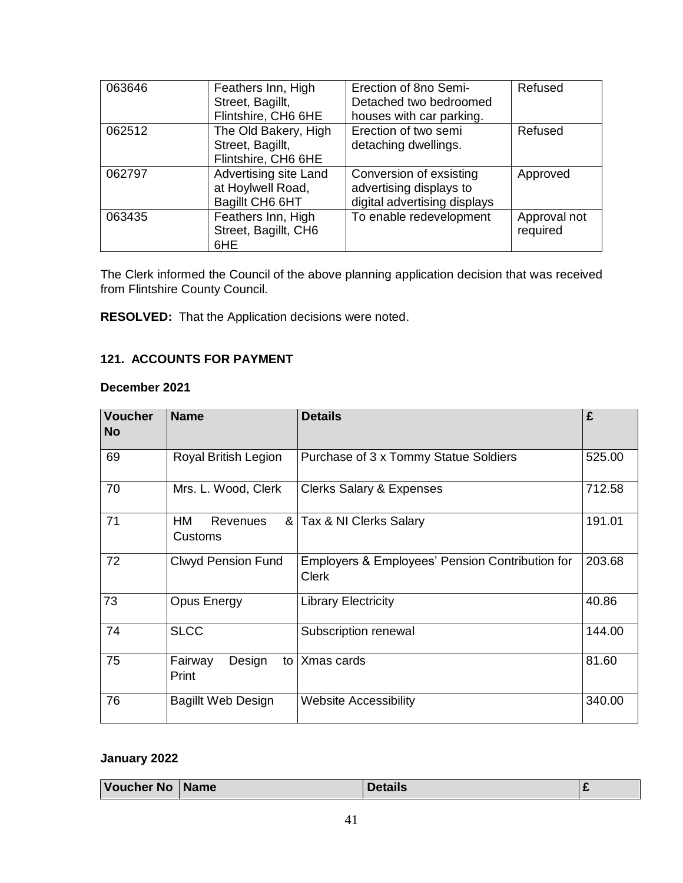| | | | |
|---|---|---|---|
| 063646 | Feathers Inn, High Street, Bagillt, Flintshire, CH6 6HE | Erection of 8no Semi-Detached two bedroomed houses with car parking. | Refused |
| 062512 | The Old Bakery, High Street, Bagillt, Flintshire, CH6 6HE | Erection of two semi detaching dwellings. | Refused |
| 062797 | Advertising site Land at Hoylwell Road, Bagillt CH6 6HT | Conversion of exsisting advertising displays to digital advertising displays | Approved |
| 063435 | Feathers Inn, High Street, Bagillt, CH6 6HE | To enable redevelopment | Approval not required |

The Clerk informed the Council of the above planning application decision that was received from Flintshire County Council.

**RESOLVED:** That the Application decisions were noted.

### 121. ACCOUNTS FOR PAYMENT

**December 2021**

| Voucher No | Name | Details | £ |
|---|---|---|---|
| 69 | Royal British Legion | Purchase of 3 x Tommy Statue Soldiers | 525.00 |
| 70 | Mrs. L. Wood, Clerk | Clerks Salary & Expenses | 712.58 |
| 71 | HM Revenues & Customs | Tax & NI Clerks Salary | 191.01 |
| 72 | Clwyd Pension Fund | Employers & Employees' Pension Contribution for Clerk | 203.68 |
| 73 | Opus Energy | Library Electricity | 40.86 |
| 74 | SLCC | Subscription renewal | 144.00 |
| 75 | Fairway Design to Print | Xmas cards | 81.60 |
| 76 | Bagillt Web Design | Website Accessibility | 340.00 |

**January 2022**

| Voucher No | Name | Details | £ |
|---|---|---|---|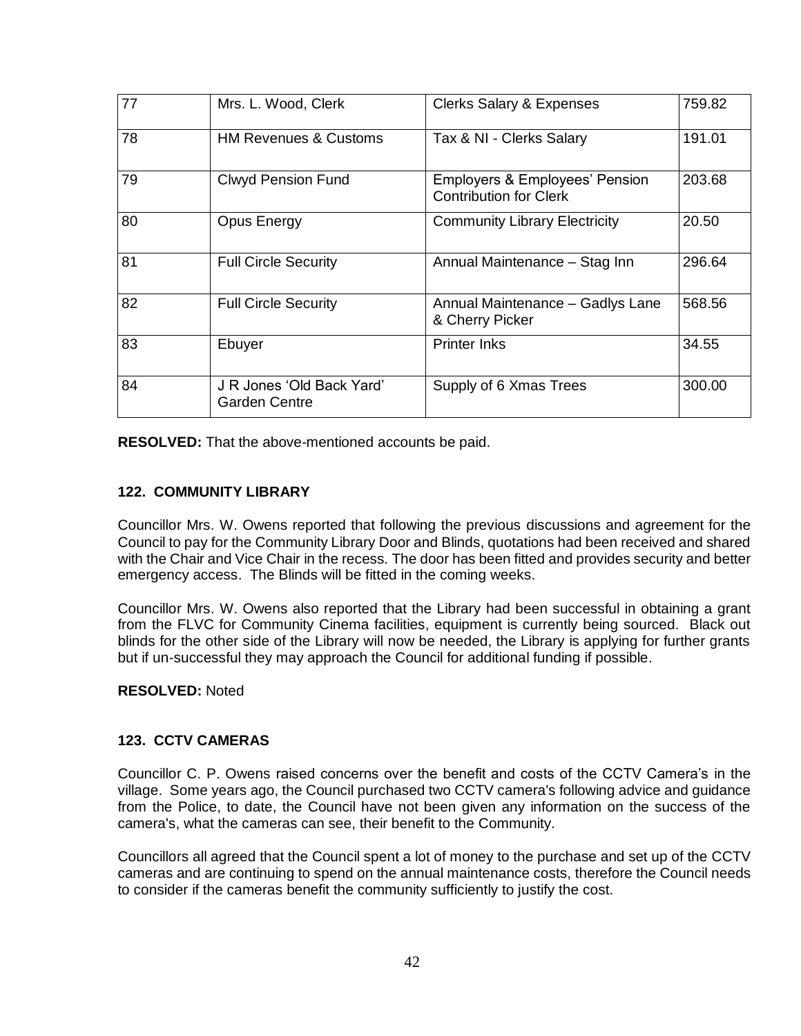| 77 | Mrs. L. Wood, Clerk | Clerks Salary & Expenses | 759.82 |
|---|---|---|---|
| 78 | HM Revenues & Customs | Tax & NI - Clerks Salary | 191.01 |
| 79 | Clwyd Pension Fund | Employers & Employees' Pension Contribution for Clerk | 203.68 |
| 80 | Opus Energy | Community Library Electricity | 20.50 |
| 81 | Full Circle Security | Annual Maintenance – Stag Inn | 296.64 |
| 82 | Full Circle Security | Annual Maintenance – Gadlys Lane & Cherry Picker | 568.56 |
| 83 | Ebuyer | Printer Inks | 34.55 |
| 84 | J R Jones 'Old Back Yard' Garden Centre | Supply of 6 Xmas Trees | 300.00 |

**RESOLVED:** That the above-mentioned accounts be paid.

**122. COMMUNITY LIBRARY**

Councillor Mrs. W. Owens reported that following the previous discussions and agreement for the Council to pay for the Community Library Door and Blinds, quotations had been received and shared with the Chair and Vice Chair in the recess. The door has been fitted and provides security and better emergency access. The Blinds will be fitted in the coming weeks.

Councillor Mrs. W. Owens also reported that the Library had been successful in obtaining a grant from the FLVC for Community Cinema facilities, equipment is currently being sourced. Black out blinds for the other side of the Library will now be needed, the Library is applying for further grants but if un-successful they may approach the Council for additional funding if possible.

**RESOLVED:** Noted

**123. CCTV CAMERAS**

Councillor C. P. Owens raised concerns over the benefit and costs of the CCTV Camera's in the village. Some years ago, the Council purchased two CCTV camera's following advice and guidance from the Police, to date, the Council have not been given any information on the success of the camera's, what the cameras can see, their benefit to the Community.

Councillors all agreed that the Council spent a lot of money to the purchase and set up of the CCTV cameras and are continuing to spend on the annual maintenance costs, therefore the Council needs to consider if the cameras benefit the community sufficiently to justify the cost.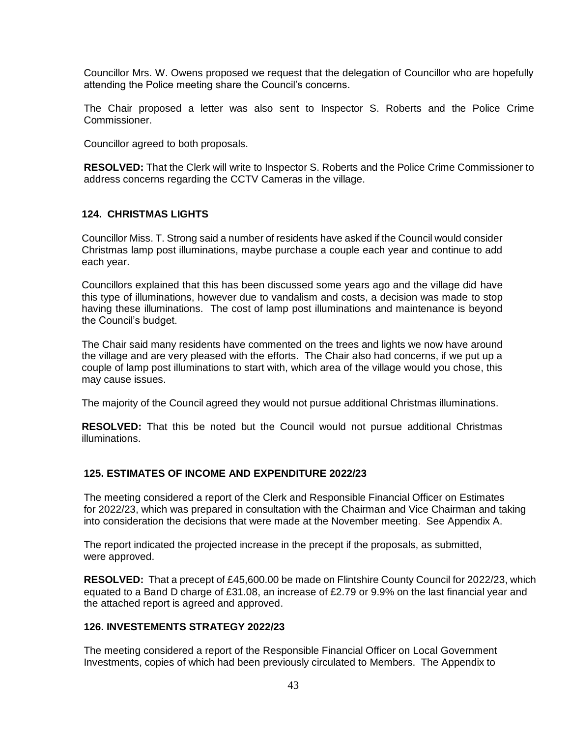Councillor Mrs. W. Owens proposed we request that the delegation of Councillor who are hopefully attending the Police meeting share the Council's concerns.

The Chair proposed a letter was also sent to Inspector S. Roberts and the Police Crime Commissioner.

Councillor agreed to both proposals.

**RESOLVED:** That the Clerk will write to Inspector S. Roberts and the Police Crime Commissioner to address concerns regarding the CCTV Cameras in the village.

### 124. CHRISTMAS LIGHTS

Councillor Miss. T. Strong said a number of residents have asked if the Council would consider Christmas lamp post illuminations, maybe purchase a couple each year and continue to add each year.

Councillors explained that this has been discussed some years ago and the village did have this type of illuminations, however due to vandalism and costs, a decision was made to stop having these illuminations. The cost of lamp post illuminations and maintenance is beyond the Council's budget.

The Chair said many residents have commented on the trees and lights we now have around the village and are very pleased with the efforts. The Chair also had concerns, if we put up a couple of lamp post illuminations to start with, which area of the village would you chose, this may cause issues.

The majority of the Council agreed they would not pursue additional Christmas illuminations.

**RESOLVED:** That this be noted but the Council would not pursue additional Christmas illuminations.

### 125. ESTIMATES OF INCOME AND EXPENDITURE 2022/23

The meeting considered a report of the Clerk and Responsible Financial Officer on Estimates for 2022/23, which was prepared in consultation with the Chairman and Vice Chairman and taking into consideration the decisions that were made at the November meeting. See Appendix A.

The report indicated the projected increase in the precept if the proposals, as submitted, were approved.

**RESOLVED:** That a precept of £45,600.00 be made on Flintshire County Council for 2022/23, which equated to a Band D charge of £31.08, an increase of £2.79 or 9.9% on the last financial year and the attached report is agreed and approved.

### 126. INVESTEMENTS STRATEGY 2022/23

The meeting considered a report of the Responsible Financial Officer on Local Government Investments, copies of which had been previously circulated to Members. The Appendix to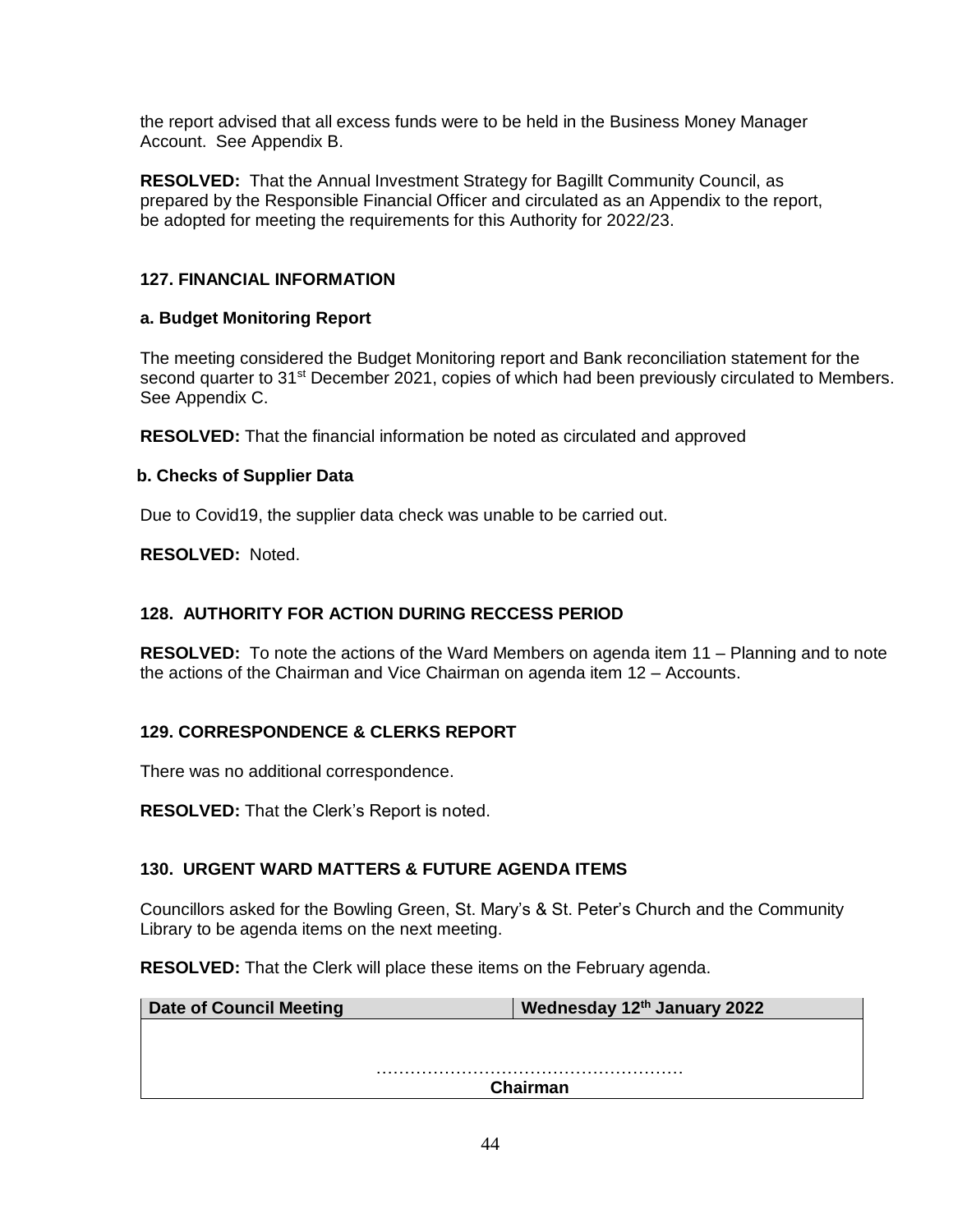the report advised that all excess funds were to be held in the Business Money Manager Account. See Appendix B.

**RESOLVED:** That the Annual Investment Strategy for Bagillt Community Council, as prepared by the Responsible Financial Officer and circulated as an Appendix to the report, be adopted for meeting the requirements for this Authority for 2022/23.

### 127. FINANCIAL INFORMATION

#### a. Budget Monitoring Report

The meeting considered the Budget Monitoring report and Bank reconciliation statement for the second quarter to 31st December 2021, copies of which had been previously circulated to Members. See Appendix C.

**RESOLVED:** That the financial information be noted as circulated and approved

#### b. Checks of Supplier Data

Due to Covid19, the supplier data check was unable to be carried out.

**RESOLVED:** Noted.

### 128. AUTHORITY FOR ACTION DURING RECCESS PERIOD

**RESOLVED:** To note the actions of the Ward Members on agenda item 11 – Planning and to note the actions of the Chairman and Vice Chairman on agenda item 12 – Accounts.

### 129. CORRESPONDENCE & CLERKS REPORT

There was no additional correspondence.

**RESOLVED:** That the Clerk's Report is noted.

### 130. URGENT WARD MATTERS & FUTURE AGENDA ITEMS

Councillors asked for the Bowling Green, St. Mary's & St. Peter's Church and the Community Library to be agenda items on the next meeting.

**RESOLVED:** That the Clerk will place these items on the February agenda.

| Date of Council Meeting | Wednesday 12th January 2022 |
| --- | --- |
| ……………………………………………… **Chairman** | |